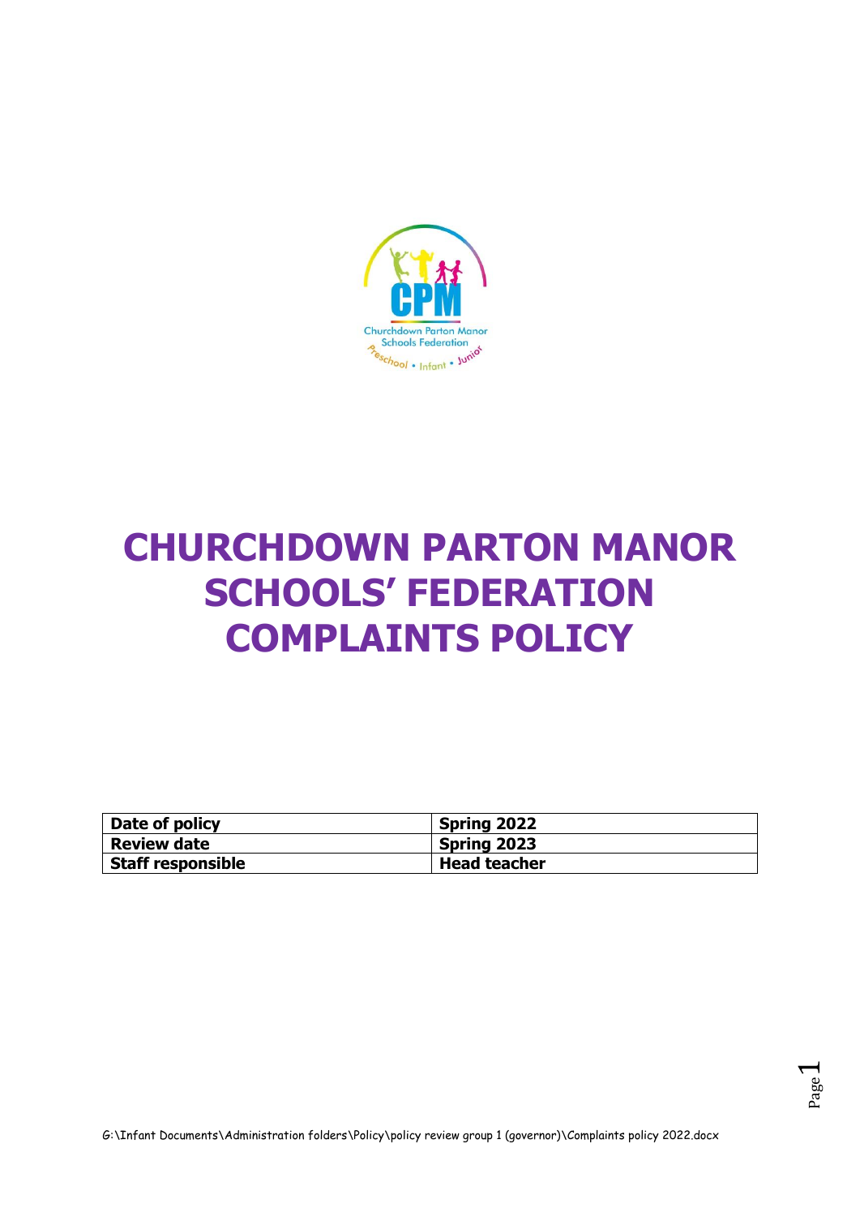# CHURCHDOWN PARTON MANOR SCHOOLS' FEDERATION COMPLAINTS POLICY

| | |
|---|---|
| **Date of policy** | **Spring 2022** |
| **Review date** | **Spring 2023** |
| **Staff responsible** | **Head teacher** |

G:\Infant Documents\Administration folders\Policy\policy review group 1 (governor)\Complaints policy 2022.docx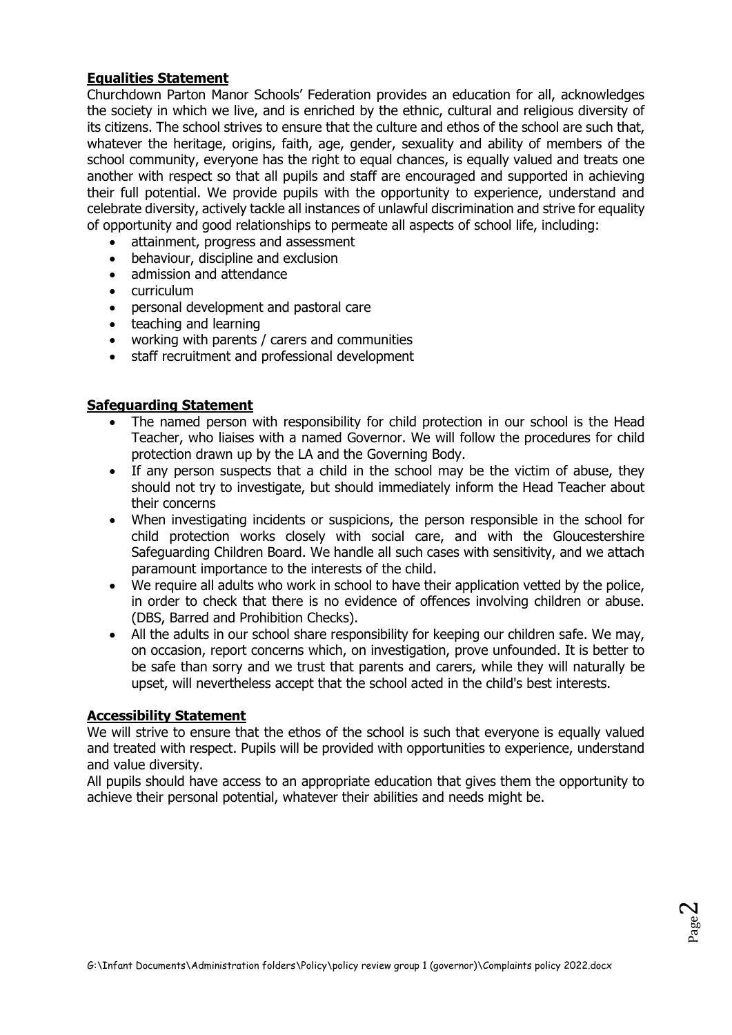## Equalities Statement

Churchdown Parton Manor Schools' Federation provides an education for all, acknowledges the society in which we live, and is enriched by the ethnic, cultural and religious diversity of its citizens. The school strives to ensure that the culture and ethos of the school are such that, whatever the heritage, origins, faith, age, gender, sexuality and ability of members of the school community, everyone has the right to equal chances, is equally valued and treats one another with respect so that all pupils and staff are encouraged and supported in achieving their full potential. We provide pupils with the opportunity to experience, understand and celebrate diversity, actively tackle all instances of unlawful discrimination and strive for equality of opportunity and good relationships to permeate all aspects of school life, including:

- attainment, progress and assessment
- behaviour, discipline and exclusion
- admission and attendance
- curriculum
- personal development and pastoral care
- teaching and learning
- working with parents / carers and communities
- staff recruitment and professional development

## Safeguarding Statement

- The named person with responsibility for child protection in our school is the Head Teacher, who liaises with a named Governor. We will follow the procedures for child protection drawn up by the LA and the Governing Body.
- If any person suspects that a child in the school may be the victim of abuse, they should not try to investigate, but should immediately inform the Head Teacher about their concerns
- When investigating incidents or suspicions, the person responsible in the school for child protection works closely with social care, and with the Gloucestershire Safeguarding Children Board. We handle all such cases with sensitivity, and we attach paramount importance to the interests of the child.
- We require all adults who work in school to have their application vetted by the police, in order to check that there is no evidence of offences involving children or abuse. (DBS, Barred and Prohibition Checks).
- All the adults in our school share responsibility for keeping our children safe. We may, on occasion, report concerns which, on investigation, prove unfounded. It is better to be safe than sorry and we trust that parents and carers, while they will naturally be upset, will nevertheless accept that the school acted in the child's best interests.

## Accessibility Statement

We will strive to ensure that the ethos of the school is such that everyone is equally valued and treated with respect. Pupils will be provided with opportunities to experience, understand and value diversity.

All pupils should have access to an appropriate education that gives them the opportunity to achieve their personal potential, whatever their abilities and needs might be.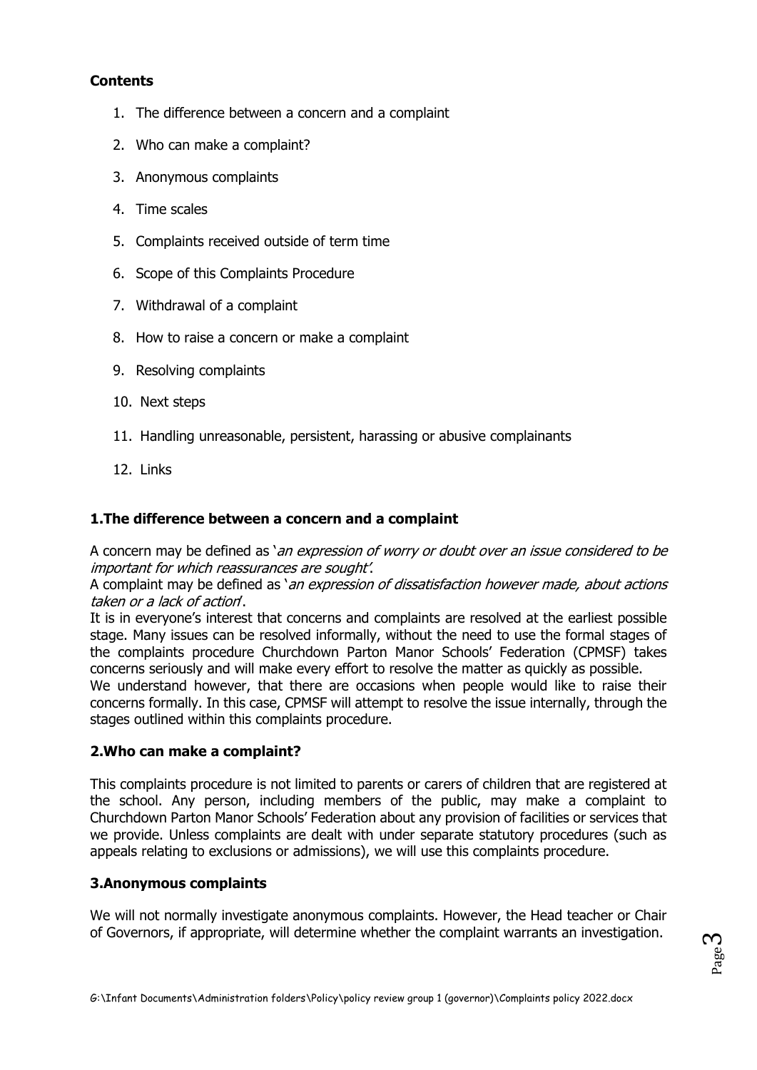**Contents**

1. The difference between a concern and a complaint
2. Who can make a complaint?
3. Anonymous complaints
4. Time scales
5. Complaints received outside of term time
6. Scope of this Complaints Procedure
7. Withdrawal of a complaint
8. How to raise a concern or make a complaint
9. Resolving complaints
10. Next steps
11. Handling unreasonable, persistent, harassing or abusive complainants
12. Links

## 1.The difference between a concern and a complaint

A concern may be defined as '*an expression of worry or doubt over an issue considered to be important for which reassurances are sought*'.

A complaint may be defined as '*an expression of dissatisfaction however made, about actions taken or a lack of action*'.

It is in everyone's interest that concerns and complaints are resolved at the earliest possible stage. Many issues can be resolved informally, without the need to use the formal stages of the complaints procedure Churchdown Parton Manor Schools' Federation (CPMSF) takes concerns seriously and will make every effort to resolve the matter as quickly as possible.

We understand however, that there are occasions when people would like to raise their concerns formally. In this case, CPMSF will attempt to resolve the issue internally, through the stages outlined within this complaints procedure.

## 2.Who can make a complaint?

This complaints procedure is not limited to parents or carers of children that are registered at the school. Any person, including members of the public, may make a complaint to Churchdown Parton Manor Schools' Federation about any provision of facilities or services that we provide. Unless complaints are dealt with under separate statutory procedures (such as appeals relating to exclusions or admissions), we will use this complaints procedure.

## 3.Anonymous complaints

We will not normally investigate anonymous complaints. However, the Head teacher or Chair of Governors, if appropriate, will determine whether the complaint warrants an investigation.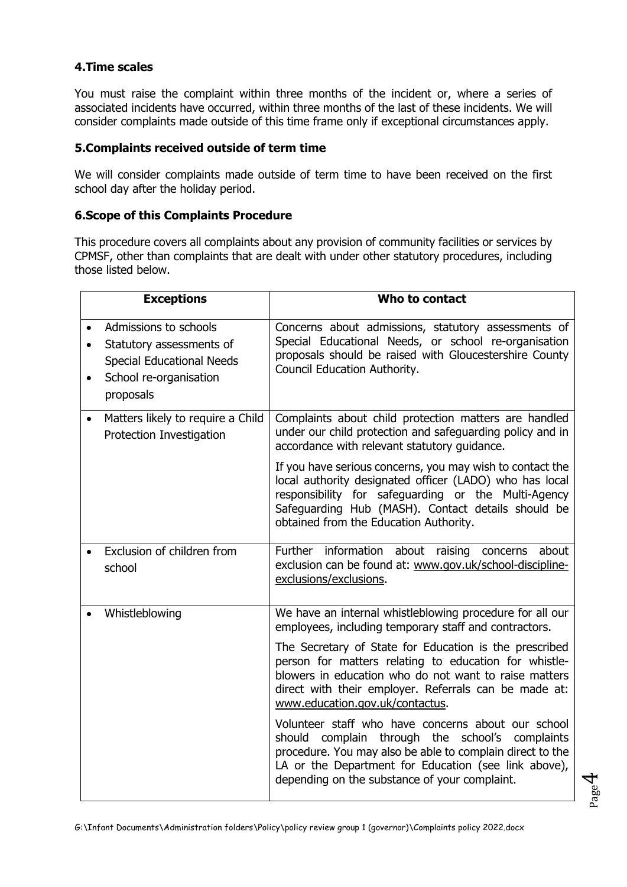## 4.Time scales

You must raise the complaint within three months of the incident or, where a series of associated incidents have occurred, within three months of the last of these incidents. We will consider complaints made outside of this time frame only if exceptional circumstances apply.

## 5.Complaints received outside of term time

We will consider complaints made outside of term time to have been received on the first school day after the holiday period.

## 6.Scope of this Complaints Procedure

This procedure covers all complaints about any provision of community facilities or services by CPMSF, other than complaints that are dealt with under other statutory procedures, including those listed below.

| Exceptions | Who to contact |
|---|---|
| • Admissions to schools<br>• Statutory assessments of Special Educational Needs<br>• School re-organisation proposals | Concerns about admissions, statutory assessments of Special Educational Needs, or school re-organisation proposals should be raised with Gloucestershire County Council Education Authority. |
| • Matters likely to require a Child Protection Investigation | Complaints about child protection matters are handled under our child protection and safeguarding policy and in accordance with relevant statutory guidance.<br><br>If you have serious concerns, you may wish to contact the local authority designated officer (LADO) who has local responsibility for safeguarding or the Multi-Agency Safeguarding Hub (MASH). Contact details should be obtained from the Education Authority. |
| • Exclusion of children from school | Further information about raising concerns about exclusion can be found at: www.gov.uk/school-discipline-exclusions/exclusions. |
| • Whistleblowing | We have an internal whistleblowing procedure for all our employees, including temporary staff and contractors.<br><br>The Secretary of State for Education is the prescribed person for matters relating to education for whistle-blowers in education who do not want to raise matters direct with their employer. Referrals can be made at: www.education.gov.uk/contactus.<br><br>Volunteer staff who have concerns about our school should complain through the school's complaints procedure. You may also be able to complain direct to the LA or the Department for Education (see link above), depending on the substance of your complaint. |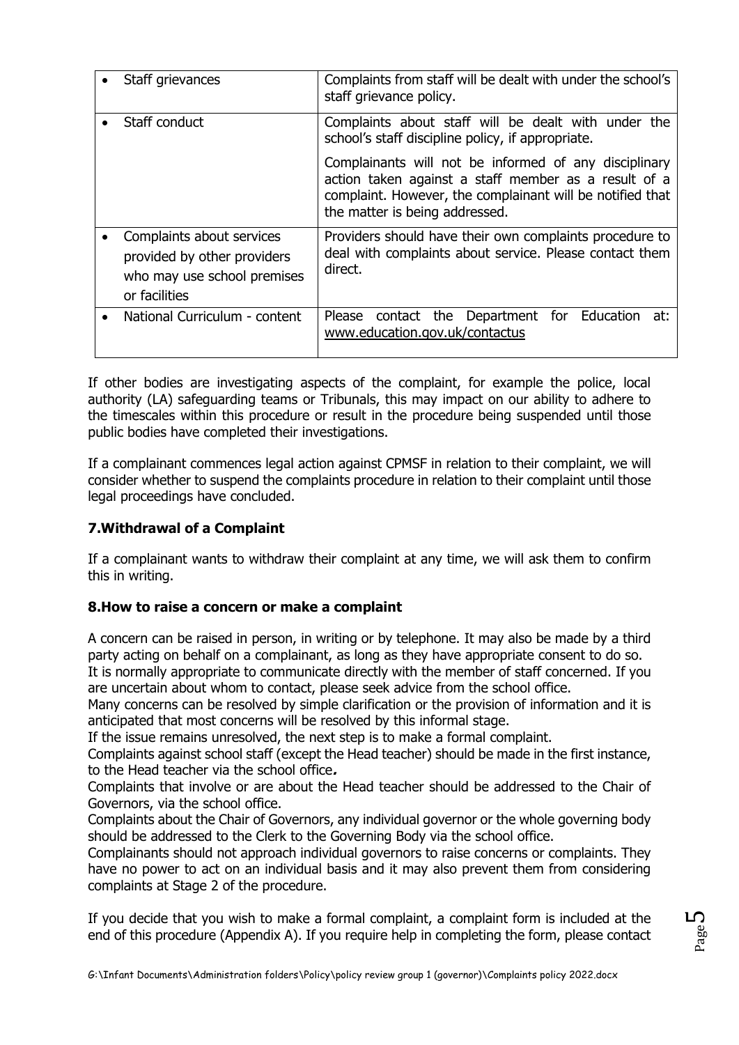| | |
|---|---|
| • Staff grievances | Complaints from staff will be dealt with under the school's staff grievance policy. |
| • Staff conduct | Complaints about staff will be dealt with under the school's staff discipline policy, if appropriate.<br><br>Complainants will not be informed of any disciplinary action taken against a staff member as a result of a complaint. However, the complainant will be notified that the matter is being addressed. |
| • Complaints about services provided by other providers who may use school premises or facilities | Providers should have their own complaints procedure to deal with complaints about service. Please contact them direct. |
| • National Curriculum - content | Please contact the Department for Education at: www.education.gov.uk/contactus |

If other bodies are investigating aspects of the complaint, for example the police, local authority (LA) safeguarding teams or Tribunals, this may impact on our ability to adhere to the timescales within this procedure or result in the procedure being suspended until those public bodies have completed their investigations.

If a complainant commences legal action against CPMSF in relation to their complaint, we will consider whether to suspend the complaints procedure in relation to their complaint until those legal proceedings have concluded.

## 7.Withdrawal of a Complaint

If a complainant wants to withdraw their complaint at any time, we will ask them to confirm this in writing.

## 8.How to raise a concern or make a complaint

A concern can be raised in person, in writing or by telephone. It may also be made by a third party acting on behalf on a complainant, as long as they have appropriate consent to do so.
It is normally appropriate to communicate directly with the member of staff concerned. If you are uncertain about whom to contact, please seek advice from the school office.
Many concerns can be resolved by simple clarification or the provision of information and it is anticipated that most concerns will be resolved by this informal stage.
If the issue remains unresolved, the next step is to make a formal complaint.
Complaints against school staff (except the Head teacher) should be made in the first instance, to the Head teacher via the school office.
Complaints that involve or are about the Head teacher should be addressed to the Chair of Governors, via the school office.
Complaints about the Chair of Governors, any individual governor or the whole governing body should be addressed to the Clerk to the Governing Body via the school office.
Complainants should not approach individual governors to raise concerns or complaints. They have no power to act on an individual basis and it may also prevent them from considering complaints at Stage 2 of the procedure.

If you decide that you wish to make a formal complaint, a complaint form is included at the end of this procedure (Appendix A). If you require help in completing the form, please contact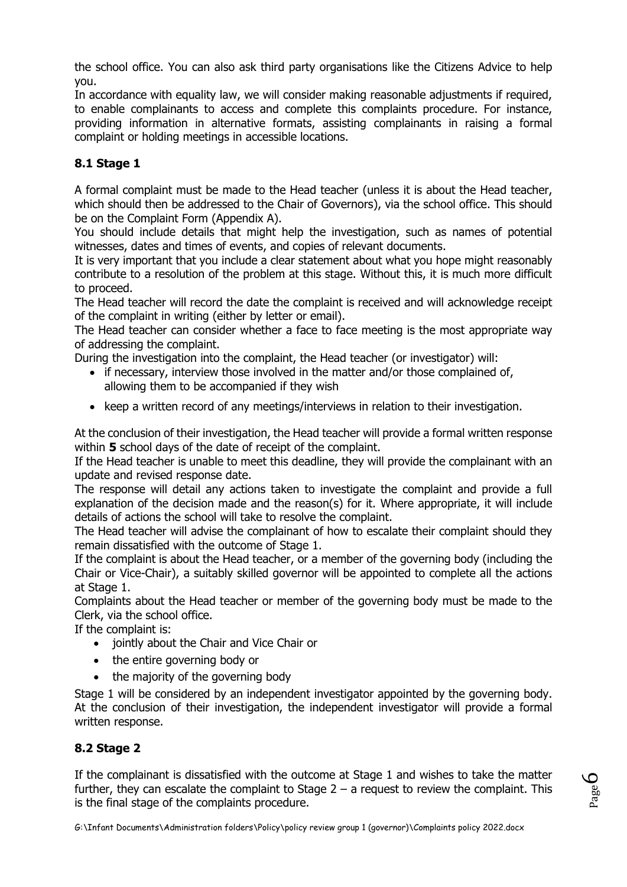the school office. You can also ask third party organisations like the Citizens Advice to help you.

In accordance with equality law, we will consider making reasonable adjustments if required, to enable complainants to access and complete this complaints procedure. For instance, providing information in alternative formats, assisting complainants in raising a formal complaint or holding meetings in accessible locations.

### 8.1 Stage 1

A formal complaint must be made to the Head teacher (unless it is about the Head teacher, which should then be addressed to the Chair of Governors), via the school office. This should be on the Complaint Form (Appendix A).

You should include details that might help the investigation, such as names of potential witnesses, dates and times of events, and copies of relevant documents.

It is very important that you include a clear statement about what you hope might reasonably contribute to a resolution of the problem at this stage. Without this, it is much more difficult to proceed.

The Head teacher will record the date the complaint is received and will acknowledge receipt of the complaint in writing (either by letter or email).

The Head teacher can consider whether a face to face meeting is the most appropriate way of addressing the complaint.

During the investigation into the complaint, the Head teacher (or investigator) will:

- if necessary, interview those involved in the matter and/or those complained of, allowing them to be accompanied if they wish
- keep a written record of any meetings/interviews in relation to their investigation.

At the conclusion of their investigation, the Head teacher will provide a formal written response within **5** school days of the date of receipt of the complaint.

If the Head teacher is unable to meet this deadline, they will provide the complainant with an update and revised response date.

The response will detail any actions taken to investigate the complaint and provide a full explanation of the decision made and the reason(s) for it. Where appropriate, it will include details of actions the school will take to resolve the complaint.

The Head teacher will advise the complainant of how to escalate their complaint should they remain dissatisfied with the outcome of Stage 1.

If the complaint is about the Head teacher, or a member of the governing body (including the Chair or Vice-Chair), a suitably skilled governor will be appointed to complete all the actions at Stage 1.

Complaints about the Head teacher or member of the governing body must be made to the Clerk, via the school office.

If the complaint is:

- jointly about the Chair and Vice Chair or
- the entire governing body or
- the majority of the governing body

Stage 1 will be considered by an independent investigator appointed by the governing body. At the conclusion of their investigation, the independent investigator will provide a formal written response.

### 8.2 Stage 2

If the complainant is dissatisfied with the outcome at Stage 1 and wishes to take the matter further, they can escalate the complaint to Stage 2 – a request to review the complaint. This is the final stage of the complaints procedure.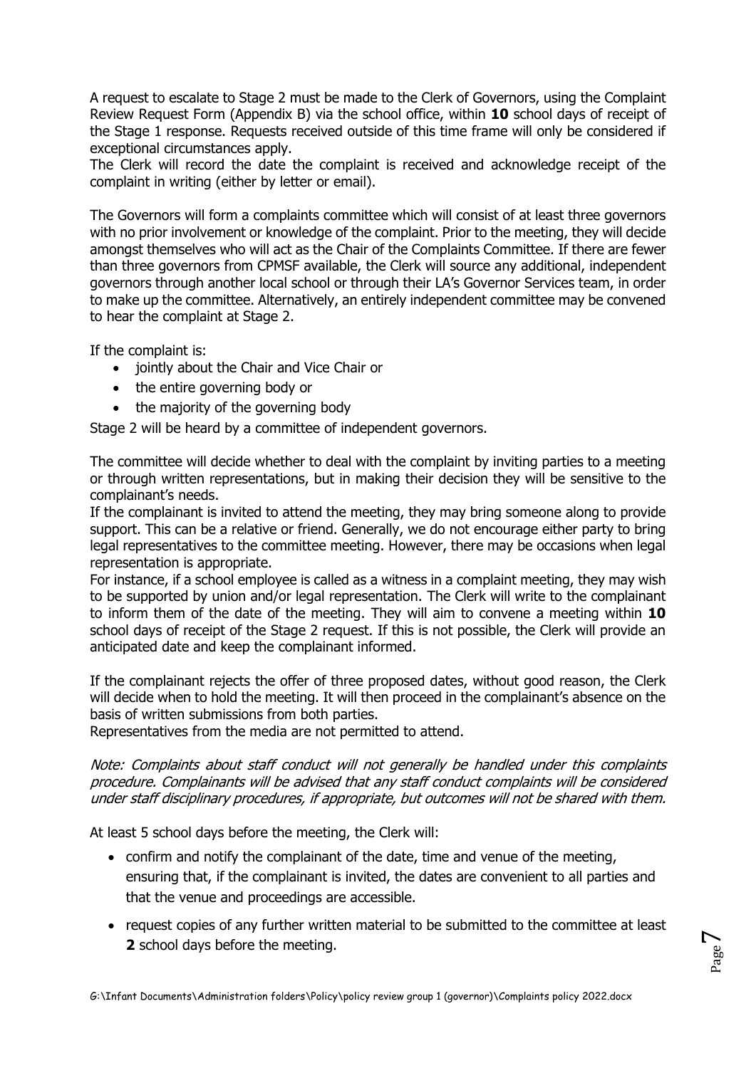A request to escalate to Stage 2 must be made to the Clerk of Governors, using the Complaint Review Request Form (Appendix B) via the school office, within **10** school days of receipt of the Stage 1 response. Requests received outside of this time frame will only be considered if exceptional circumstances apply.
The Clerk will record the date the complaint is received and acknowledge receipt of the complaint in writing (either by letter or email).

The Governors will form a complaints committee which will consist of at least three governors with no prior involvement or knowledge of the complaint. Prior to the meeting, they will decide amongst themselves who will act as the Chair of the Complaints Committee. If there are fewer than three governors from CPMSF available, the Clerk will source any additional, independent governors through another local school or through their LA's Governor Services team, in order to make up the committee. Alternatively, an entirely independent committee may be convened to hear the complaint at Stage 2.

If the complaint is:

- jointly about the Chair and Vice Chair or
- the entire governing body or
- the majority of the governing body

Stage 2 will be heard by a committee of independent governors.

The committee will decide whether to deal with the complaint by inviting parties to a meeting or through written representations, but in making their decision they will be sensitive to the complainant's needs.
If the complainant is invited to attend the meeting, they may bring someone along to provide support. This can be a relative or friend. Generally, we do not encourage either party to bring legal representatives to the committee meeting. However, there may be occasions when legal representation is appropriate.
For instance, if a school employee is called as a witness in a complaint meeting, they may wish to be supported by union and/or legal representation. The Clerk will write to the complainant to inform them of the date of the meeting. They will aim to convene a meeting within **10** school days of receipt of the Stage 2 request. If this is not possible, the Clerk will provide an anticipated date and keep the complainant informed.

If the complainant rejects the offer of three proposed dates, without good reason, the Clerk will decide when to hold the meeting. It will then proceed in the complainant's absence on the basis of written submissions from both parties.
Representatives from the media are not permitted to attend.

*Note: Complaints about staff conduct will not generally be handled under this complaints procedure. Complainants will be advised that any staff conduct complaints will be considered under staff disciplinary procedures, if appropriate, but outcomes will not be shared with them.*

At least 5 school days before the meeting, the Clerk will:

- confirm and notify the complainant of the date, time and venue of the meeting, ensuring that, if the complainant is invited, the dates are convenient to all parties and that the venue and proceedings are accessible.
- request copies of any further written material to be submitted to the committee at least **2** school days before the meeting.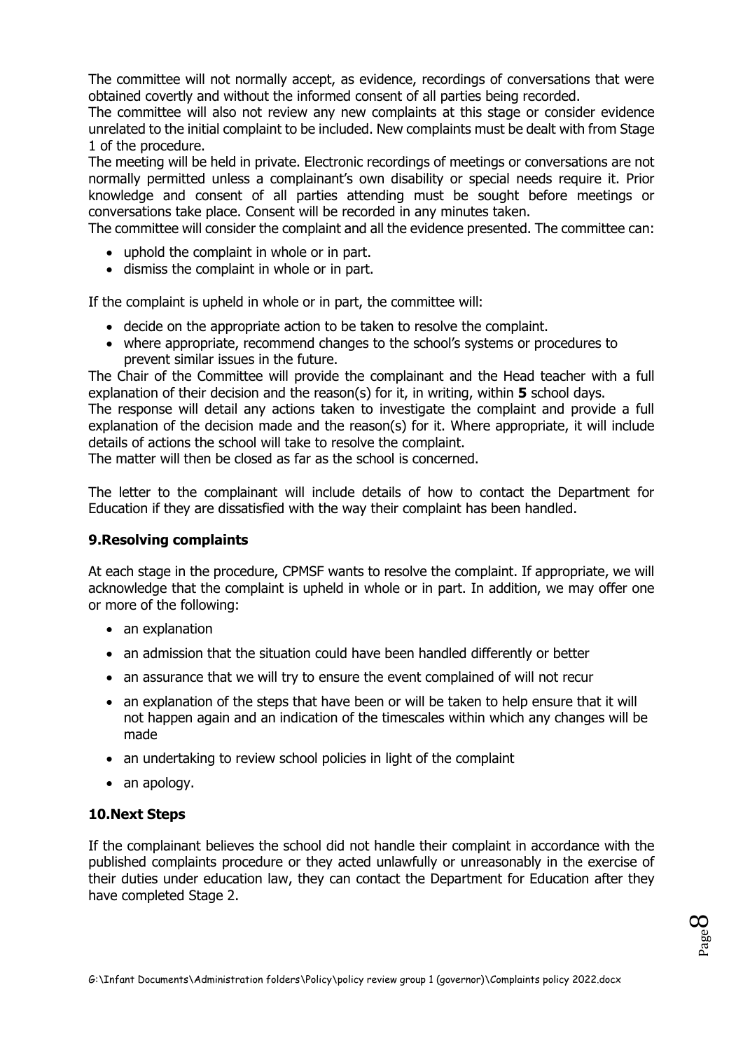The committee will not normally accept, as evidence, recordings of conversations that were obtained covertly and without the informed consent of all parties being recorded.

The committee will also not review any new complaints at this stage or consider evidence unrelated to the initial complaint to be included. New complaints must be dealt with from Stage 1 of the procedure.

The meeting will be held in private. Electronic recordings of meetings or conversations are not normally permitted unless a complainant's own disability or special needs require it. Prior knowledge and consent of all parties attending must be sought before meetings or conversations take place. Consent will be recorded in any minutes taken.

The committee will consider the complaint and all the evidence presented. The committee can:

- uphold the complaint in whole or in part.
- dismiss the complaint in whole or in part.

If the complaint is upheld in whole or in part, the committee will:

- decide on the appropriate action to be taken to resolve the complaint.
- where appropriate, recommend changes to the school's systems or procedures to prevent similar issues in the future.

The Chair of the Committee will provide the complainant and the Head teacher with a full explanation of their decision and the reason(s) for it, in writing, within **5** school days.

The response will detail any actions taken to investigate the complaint and provide a full explanation of the decision made and the reason(s) for it. Where appropriate, it will include details of actions the school will take to resolve the complaint.

The matter will then be closed as far as the school is concerned.

The letter to the complainant will include details of how to contact the Department for Education if they are dissatisfied with the way their complaint has been handled.

## 9.Resolving complaints

At each stage in the procedure, CPMSF wants to resolve the complaint. If appropriate, we will acknowledge that the complaint is upheld in whole or in part. In addition, we may offer one or more of the following:

- an explanation
- an admission that the situation could have been handled differently or better
- an assurance that we will try to ensure the event complained of will not recur
- an explanation of the steps that have been or will be taken to help ensure that it will not happen again and an indication of the timescales within which any changes will be made
- an undertaking to review school policies in light of the complaint
- an apology.

## 10.Next Steps

If the complainant believes the school did not handle their complaint in accordance with the published complaints procedure or they acted unlawfully or unreasonably in the exercise of their duties under education law, they can contact the Department for Education after they have completed Stage 2.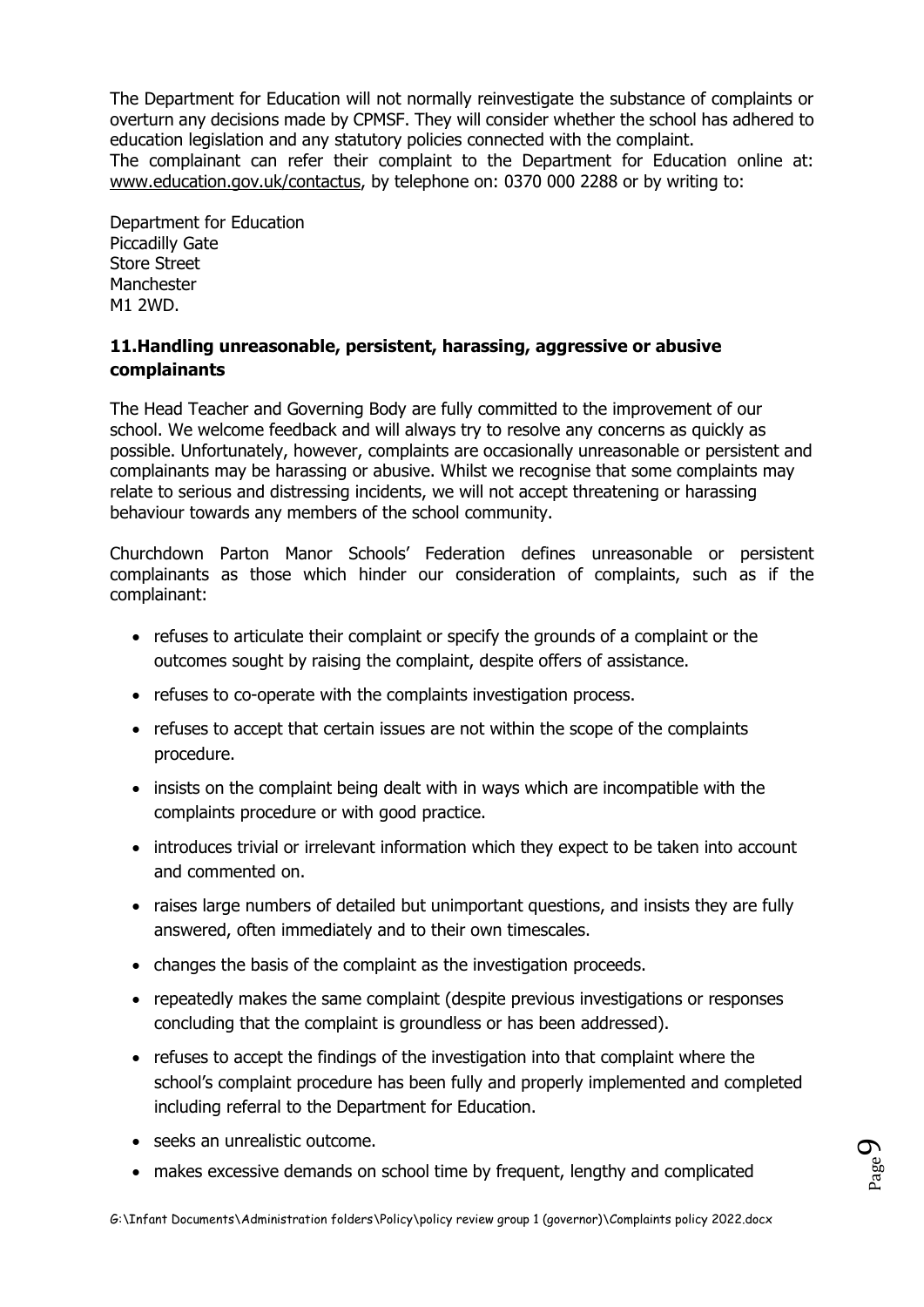The Department for Education will not normally reinvestigate the substance of complaints or overturn any decisions made by CPMSF. They will consider whether the school has adhered to education legislation and any statutory policies connected with the complaint.
The complainant can refer their complaint to the Department for Education online at: www.education.gov.uk/contactus, by telephone on: 0370 000 2288 or by writing to:

Department for Education
Piccadilly Gate
Store Street
Manchester
M1 2WD.

## 11.Handling unreasonable, persistent, harassing, aggressive or abusive complainants

The Head Teacher and Governing Body are fully committed to the improvement of our school. We welcome feedback and will always try to resolve any concerns as quickly as possible. Unfortunately, however, complaints are occasionally unreasonable or persistent and complainants may be harassing or abusive. Whilst we recognise that some complaints may relate to serious and distressing incidents, we will not accept threatening or harassing behaviour towards any members of the school community.

Churchdown Parton Manor Schools' Federation defines unreasonable or persistent complainants as those which hinder our consideration of complaints, such as if the complainant:

- refuses to articulate their complaint or specify the grounds of a complaint or the outcomes sought by raising the complaint, despite offers of assistance.
- refuses to co-operate with the complaints investigation process.
- refuses to accept that certain issues are not within the scope of the complaints procedure.
- insists on the complaint being dealt with in ways which are incompatible with the complaints procedure or with good practice.
- introduces trivial or irrelevant information which they expect to be taken into account and commented on.
- raises large numbers of detailed but unimportant questions, and insists they are fully answered, often immediately and to their own timescales.
- changes the basis of the complaint as the investigation proceeds.
- repeatedly makes the same complaint (despite previous investigations or responses concluding that the complaint is groundless or has been addressed).
- refuses to accept the findings of the investigation into that complaint where the school's complaint procedure has been fully and properly implemented and completed including referral to the Department for Education.
- seeks an unrealistic outcome.
- makes excessive demands on school time by frequent, lengthy and complicated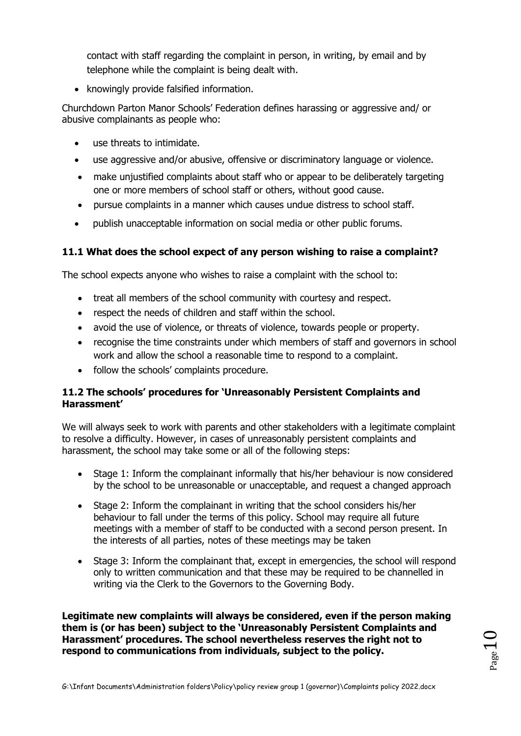contact with staff regarding the complaint in person, in writing, by email and by telephone while the complaint is being dealt with.

- knowingly provide falsified information.

Churchdown Parton Manor Schools' Federation defines harassing or aggressive and/ or abusive complainants as people who:

- use threats to intimidate.
- use aggressive and/or abusive, offensive or discriminatory language or violence.
- make unjustified complaints about staff who or appear to be deliberately targeting one or more members of school staff or others, without good cause.
- pursue complaints in a manner which causes undue distress to school staff.
- publish unacceptable information on social media or other public forums.

### 11.1 What does the school expect of any person wishing to raise a complaint?

The school expects anyone who wishes to raise a complaint with the school to:

- treat all members of the school community with courtesy and respect.
- respect the needs of children and staff within the school.
- avoid the use of violence, or threats of violence, towards people or property.
- recognise the time constraints under which members of staff and governors in school work and allow the school a reasonable time to respond to a complaint.
- follow the schools' complaints procedure.

### 11.2 The schools' procedures for 'Unreasonably Persistent Complaints and Harassment'

We will always seek to work with parents and other stakeholders with a legitimate complaint to resolve a difficulty. However, in cases of unreasonably persistent complaints and harassment, the school may take some or all of the following steps:

- Stage 1: Inform the complainant informally that his/her behaviour is now considered by the school to be unreasonable or unacceptable, and request a changed approach
- Stage 2: Inform the complainant in writing that the school considers his/her behaviour to fall under the terms of this policy. School may require all future meetings with a member of staff to be conducted with a second person present. In the interests of all parties, notes of these meetings may be taken
- Stage 3: Inform the complainant that, except in emergencies, the school will respond only to written communication and that these may be required to be channelled in writing via the Clerk to the Governors to the Governing Body.

**Legitimate new complaints will always be considered, even if the person making them is (or has been) subject to the 'Unreasonably Persistent Complaints and Harassment' procedures. The school nevertheless reserves the right not to respond to communications from individuals, subject to the policy.**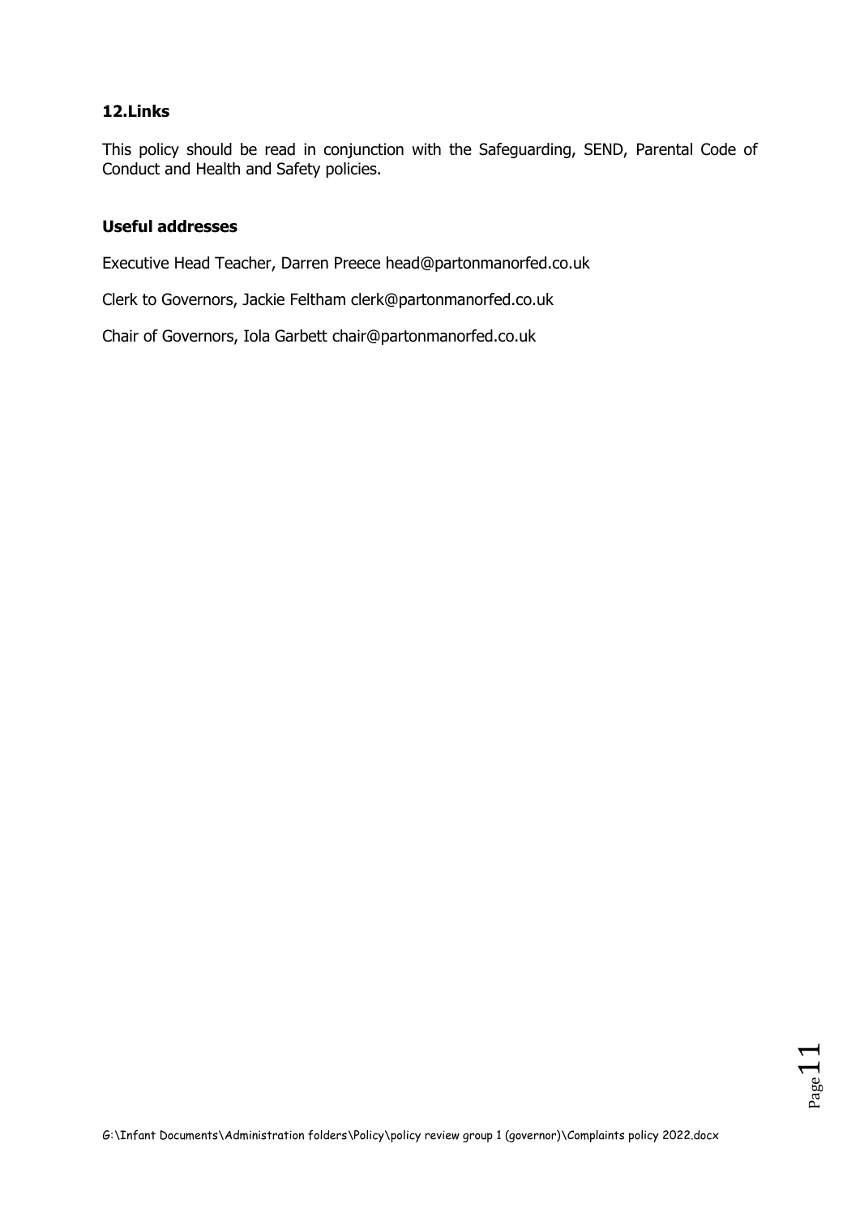## 12.Links

This policy should be read in conjunction with the Safeguarding, SEND, Parental Code of Conduct and Health and Safety policies.

### Useful addresses

Executive Head Teacher, Darren Preece head@partonmanorfed.co.uk

Clerk to Governors, Jackie Feltham clerk@partonmanorfed.co.uk

Chair of Governors, Iola Garbett chair@partonmanorfed.co.uk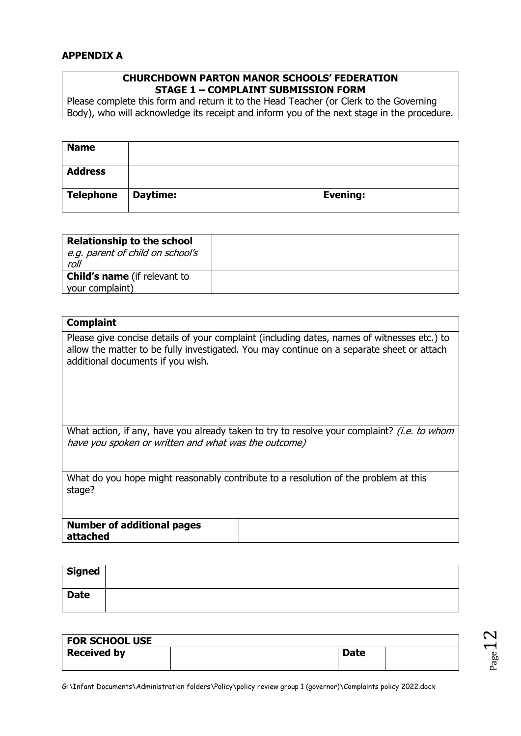**APPENDIX A**

| **CHURCHDOWN PARTON MANOR SCHOOLS' FEDERATION**<br>**STAGE 1 – COMPLAINT SUBMISSION FORM** |
|---|
| Please complete this form and return it to the Head Teacher (or Clerk to the Governing Body), who will acknowledge its receipt and inform you of the next stage in the procedure. |

| | | |
|---|---|---|
| **Name** | | |
| **Address** | | |
| **Telephone** | **Daytime:** | **Evening:** |

| | |
|---|---|
| **Relationship to the school**<br>*e.g. parent of child on school's roll* | |
| **Child's name** (if relevant to your complaint) | |

| **Complaint** | |
|---|---|
| Please give concise details of your complaint (including dates, names of witnesses etc.) to allow the matter to be fully investigated. You may continue on a separate sheet or attach additional documents if you wish. | |
| What action, if any, have you already taken to try to resolve your complaint? *(i.e. to whom have you spoken or written and what was the outcome)* | |
| What do you hope might reasonably contribute to a resolution of the problem at this stage? | |
| **Number of additional pages attached** | |

| | |
|---|---|
| **Signed** | |
| **Date** | |

| **FOR SCHOOL USE** | | | |
|---|---|---|---|
| **Received by** | | **Date** | |

G:\Infant Documents\Administration folders\Policy\policy review group 1 (governor)\Complaints policy 2022.docx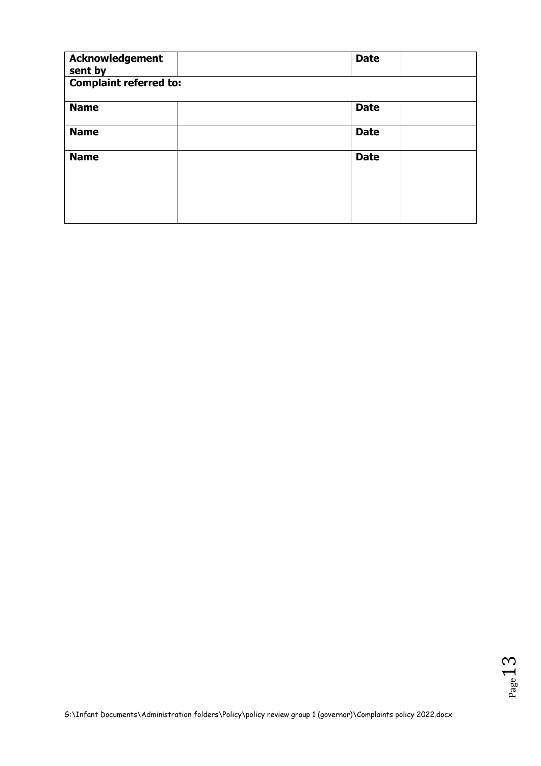| | | | |
|---|---|---|---|
| **Acknowledgement sent by** | | **Date** | |
| **Complaint referred to:** | | | |
| **Name** | | **Date** | |
| **Name** | | **Date** | |
| **Name** | | **Date** | |

G:\Infant Documents\Administration folders\Policy\policy review group 1 (governor)\Complaints policy 2022.docx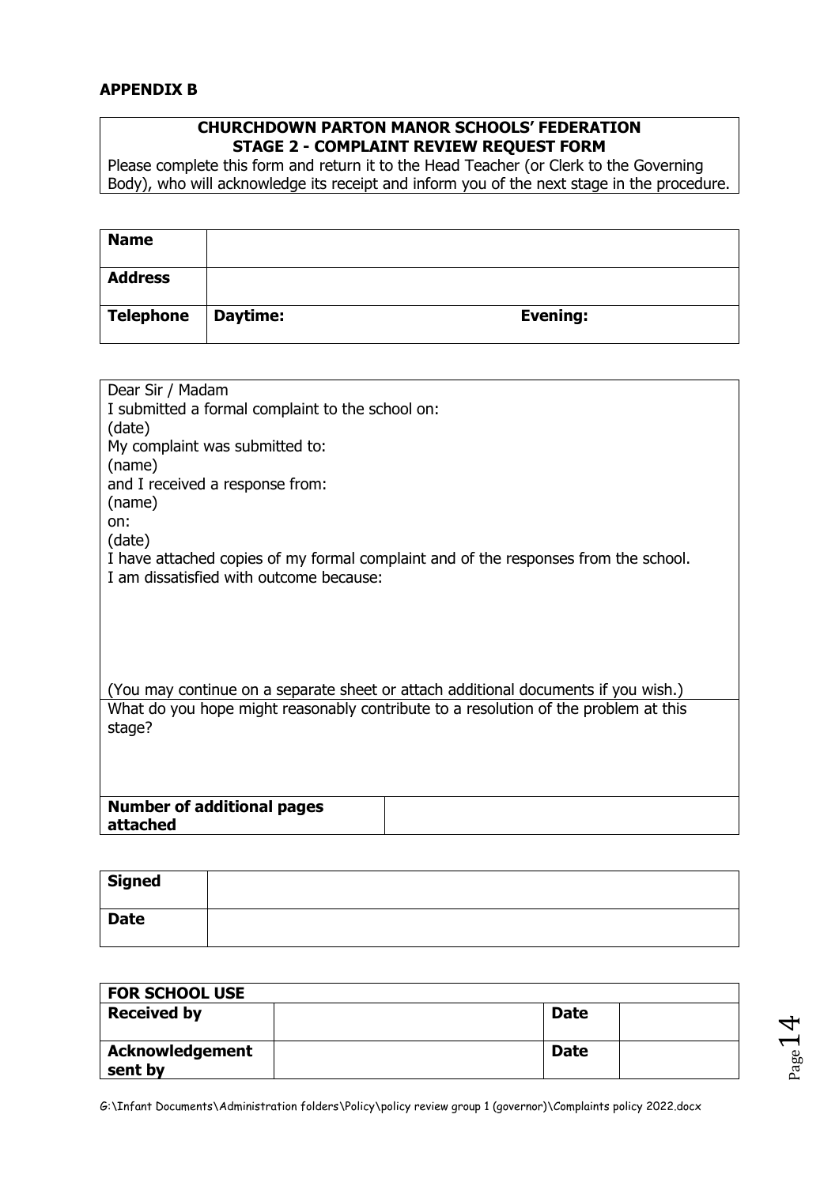**APPENDIX B**

| **CHURCHDOWN PARTON MANOR SCHOOLS' FEDERATION**<br>**STAGE 2 - COMPLAINT REVIEW REQUEST FORM** |
|---|
| Please complete this form and return it to the Head Teacher (or Clerk to the Governing Body), who will acknowledge its receipt and inform you of the next stage in the procedure. |

| | | |
|---|---|---|
| **Name** | | |
| **Address** | | |
| **Telephone** | **Daytime:** | **Evening:** |

Dear Sir / Madam

I submitted a formal complaint to the school on:

(date)

My complaint was submitted to:

(name)

and I received a response from:

(name)

on:

(date)

I have attached copies of my formal complaint and of the responses from the school.

I am dissatisfied with outcome because:

(You may continue on a separate sheet or attach additional documents if you wish.)

What do you hope might reasonably contribute to a resolution of the problem at this stage?

| | |
|---|---|
| **Number of additional pages attached** | |

| | |
|---|---|
| **Signed** | |
| **Date** | |

| **FOR SCHOOL USE** | | | |
|---|---|---|---|
| **Received by** | | **Date** | |
| **Acknowledgement sent by** | | **Date** | |

G:\Infant Documents\Administration folders\Policy\policy review group 1 (governor)\Complaints policy 2022.docx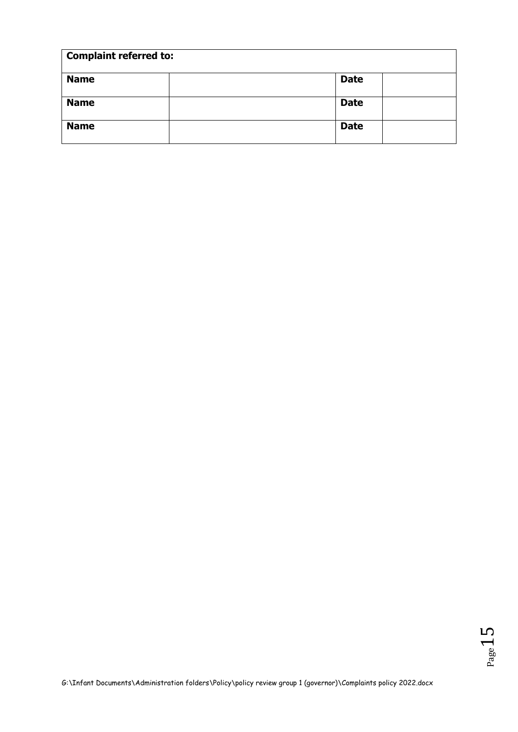| **Complaint referred to:** | | | |
|---|---|---|---|
| **Name** | | **Date** | |
| **Name** | | **Date** | |
| **Name** | | **Date** | |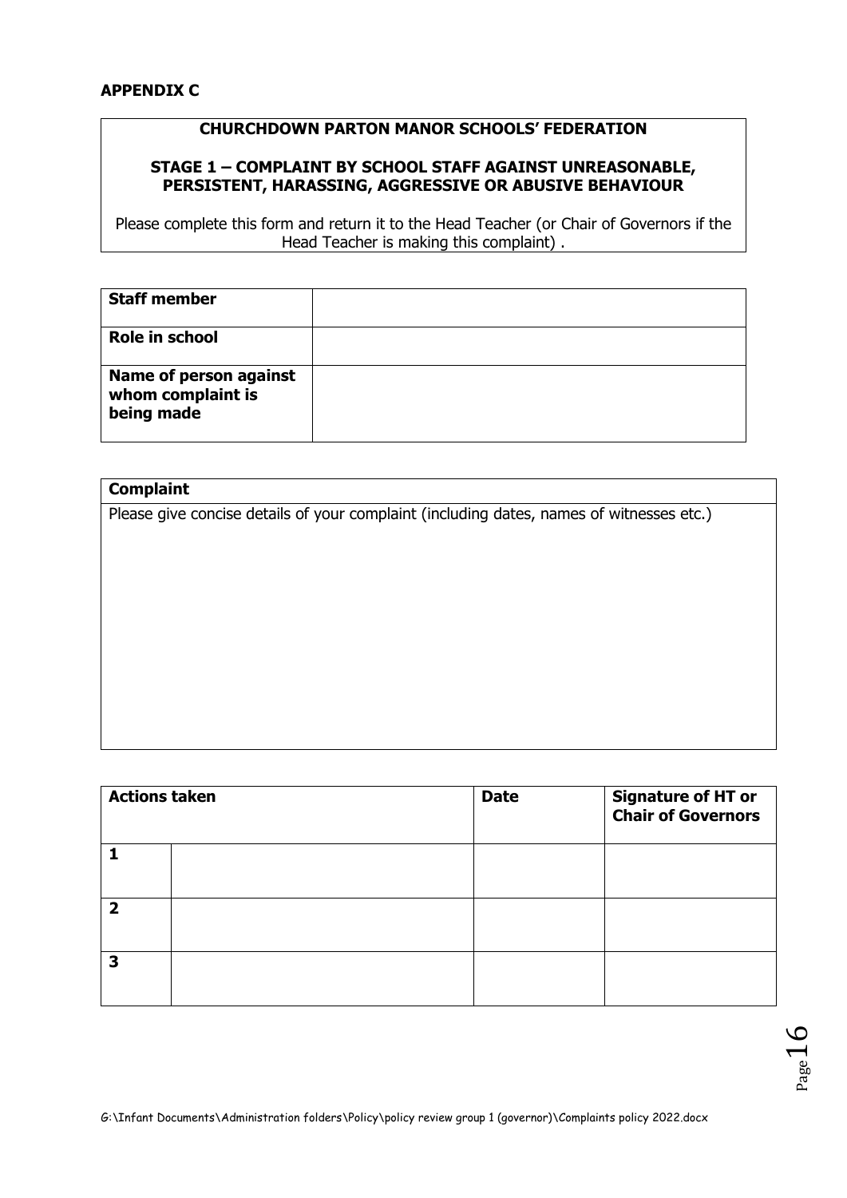**APPENDIX C**

**CHURCHDOWN PARTON MANOR SCHOOLS' FEDERATION**

**STAGE 1 – COMPLAINT BY SCHOOL STAFF AGAINST UNREASONABLE, PERSISTENT, HARASSING, AGGRESSIVE OR ABUSIVE BEHAVIOUR**

Please complete this form and return it to the Head Teacher (or Chair of Governors if the Head Teacher is making this complaint) .

| | |
|---|---|
| **Staff member** | |
| **Role in school** | |
| **Name of person against whom complaint is being made** | |

| **Complaint** |
|---|
| Please give concise details of your complaint (including dates, names of witnesses etc.) |

| **Actions taken** | | **Date** | **Signature of HT or Chair of Governors** |
|---|---|---|---|
| **1** | | | |
| **2** | | | |
| **3** | | | |

G:\Infant Documents\Administration folders\Policy\policy review group 1 (governor)\Complaints policy 2022.docx